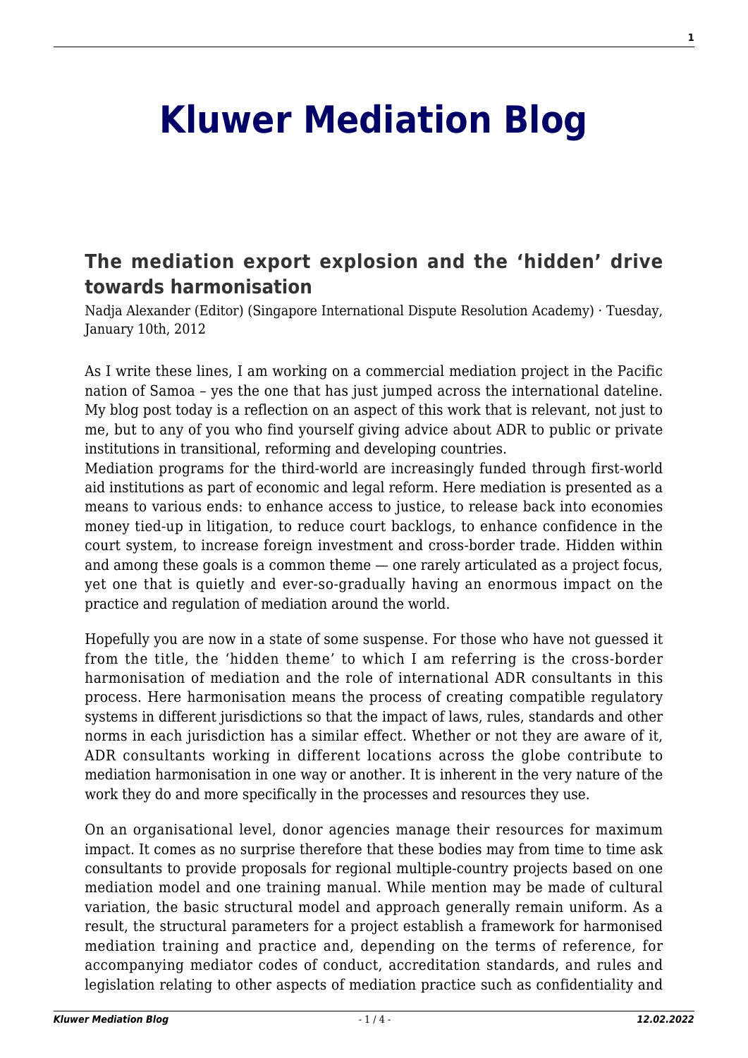# Kluwer Mediation Blog

## The mediation export explosion and the 'hidden' drive towards harmonisation

Nadja Alexander (Editor) (Singapore International Dispute Resolution Academy) · Tuesday, January 10th, 2012

As I write these lines, I am working on a commercial mediation project in the Pacific nation of Samoa – yes the one that has just jumped across the international dateline. My blog post today is a reflection on an aspect of this work that is relevant, not just to me, but to any of you who find yourself giving advice about ADR to public or private institutions in transitional, reforming and developing countries.

Mediation programs for the third-world are increasingly funded through first-world aid institutions as part of economic and legal reform. Here mediation is presented as a means to various ends: to enhance access to justice, to release back into economies money tied-up in litigation, to reduce court backlogs, to enhance confidence in the court system, to increase foreign investment and cross-border trade. Hidden within and among these goals is a common theme — one rarely articulated as a project focus, yet one that is quietly and ever-so-gradually having an enormous impact on the practice and regulation of mediation around the world.

Hopefully you are now in a state of some suspense. For those who have not guessed it from the title, the 'hidden theme' to which I am referring is the cross-border harmonisation of mediation and the role of international ADR consultants in this process. Here harmonisation means the process of creating compatible regulatory systems in different jurisdictions so that the impact of laws, rules, standards and other norms in each jurisdiction has a similar effect. Whether or not they are aware of it, ADR consultants working in different locations across the globe contribute to mediation harmonisation in one way or another. It is inherent in the very nature of the work they do and more specifically in the processes and resources they use.

On an organisational level, donor agencies manage their resources for maximum impact. It comes as no surprise therefore that these bodies may from time to time ask consultants to provide proposals for regional multiple-country projects based on one mediation model and one training manual. While mention may be made of cultural variation, the basic structural model and approach generally remain uniform. As a result, the structural parameters for a project establish a framework for harmonised mediation training and practice and, depending on the terms of reference, for accompanying mediator codes of conduct, accreditation standards, and rules and legislation relating to other aspects of mediation practice such as confidentiality and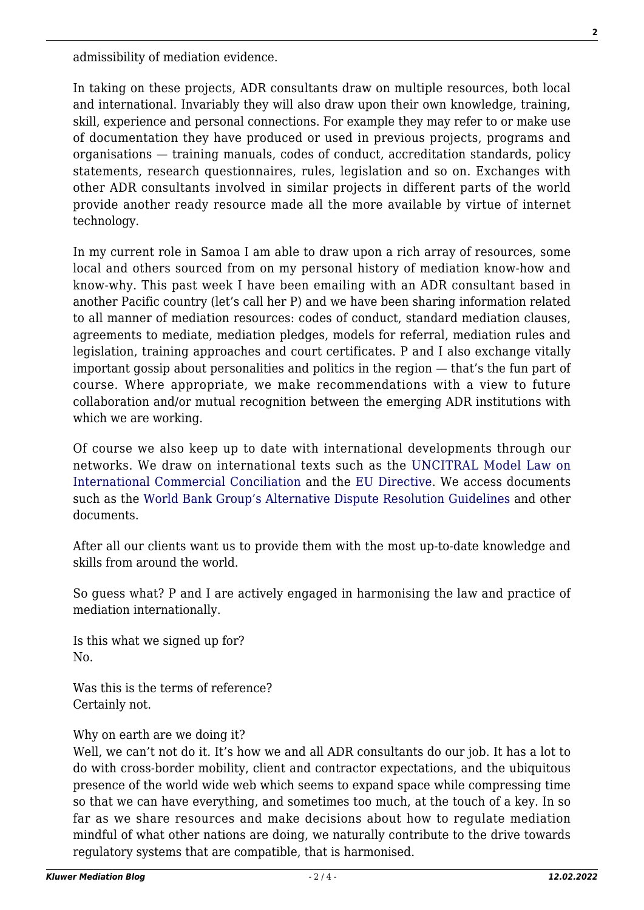admissibility of mediation evidence.

In taking on these projects, ADR consultants draw on multiple resources, both local and international. Invariably they will also draw upon their own knowledge, training, skill, experience and personal connections. For example they may refer to or make use of documentation they have produced or used in previous projects, programs and organisations — training manuals, codes of conduct, accreditation standards, policy statements, research questionnaires, rules, legislation and so on. Exchanges with other ADR consultants involved in similar projects in different parts of the world provide another ready resource made all the more available by virtue of internet technology.

In my current role in Samoa I am able to draw upon a rich array of resources, some local and others sourced from on my personal history of mediation know-how and know-why. This past week I have been emailing with an ADR consultant based in another Pacific country (let's call her P) and we have been sharing information related to all manner of mediation resources: codes of conduct, standard mediation clauses, agreements to mediate, mediation pledges, models for referral, mediation rules and legislation, training approaches and court certificates. P and I also exchange vitally important gossip about personalities and politics in the region — that's the fun part of course. Where appropriate, we make recommendations with a view to future collaboration and/or mutual recognition between the emerging ADR institutions with which we are working.

Of course we also keep up to date with international developments through our networks. We draw on international texts such as the UNCITRAL Model Law on International Commercial Conciliation and the EU Directive. We access documents such as the World Bank Group's Alternative Dispute Resolution Guidelines and other documents.

After all our clients want us to provide them with the most up-to-date knowledge and skills from around the world.

So guess what? P and I are actively engaged in harmonising the law and practice of mediation internationally.

Is this what we signed up for?
No.

Was this is the terms of reference?
Certainly not.

Why on earth are we doing it?
Well, we can't not do it. It's how we and all ADR consultants do our job. It has a lot to do with cross-border mobility, client and contractor expectations, and the ubiquitous presence of the world wide web which seems to expand space while compressing time so that we can have everything, and sometimes too much, at the touch of a key. In so far as we share resources and make decisions about how to regulate mediation mindful of what other nations are doing, we naturally contribute to the drive towards regulatory systems that are compatible, that is harmonised.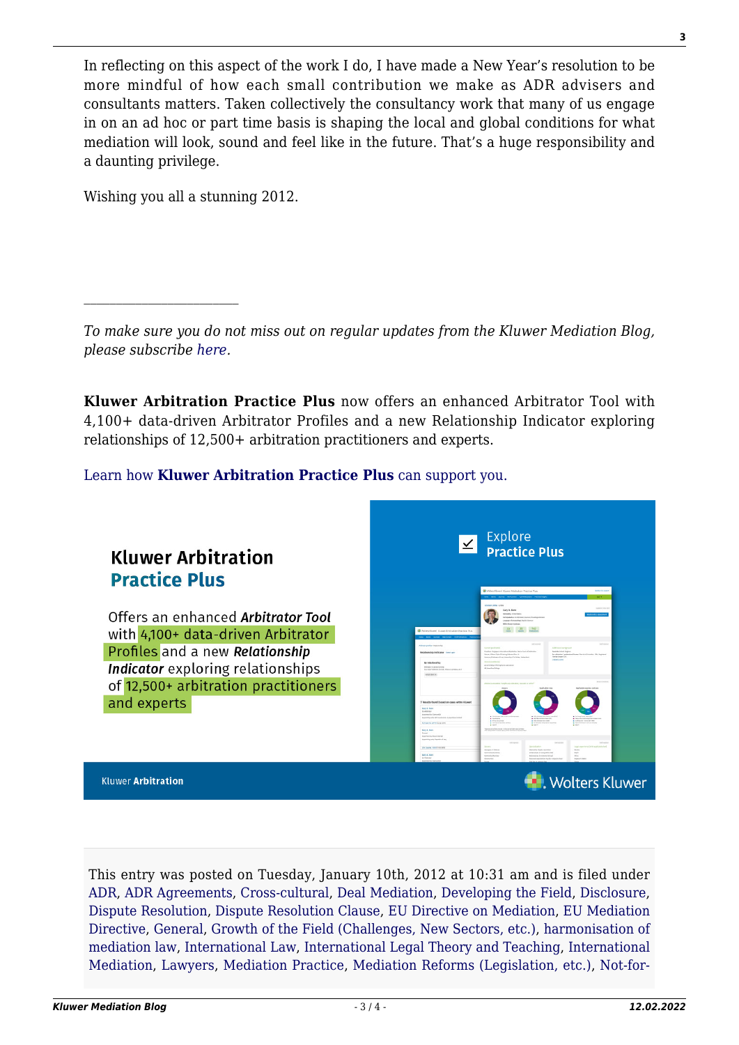In reflecting on this aspect of the work I do, I have made a New Year's resolution to be more mindful of how each small contribution we make as ADR advisers and consultants matters. Taken collectively the consultancy work that many of us engage in on an ad hoc or part time basis is shaping the local and global conditions for what mediation will look, sound and feel like in the future. That's a huge responsibility and a daunting privilege.

Wishing you all a stunning 2012.

---

*To make sure you do not miss out on regular updates from the Kluwer Mediation Blog, please subscribe here.*

**Kluwer Arbitration Practice Plus** now offers an enhanced Arbitrator Tool with 4,100+ data-driven Arbitrator Profiles and a new Relationship Indicator exploring relationships of 12,500+ arbitration practitioners and experts.

Learn how **Kluwer Arbitration Practice Plus** can support you.

**Kluwer Arbitration Practice Plus**

Offers an enhanced ***Arbitrator Tool*** with 4,100+ data-driven Arbitrator Profiles and a new ***Relationship Indicator*** exploring relationships of 12,500+ arbitration practitioners and experts

Explore **Practice Plus**

Kluwer **Arbitration**

Wolters Kluwer

This entry was posted on Tuesday, January 10th, 2012 at 10:31 am and is filed under ADR, ADR Agreements, Cross-cultural, Deal Mediation, Developing the Field, Disclosure, Dispute Resolution, Dispute Resolution Clause, EU Directive on Mediation, EU Mediation Directive, General, Growth of the Field (Challenges, New Sectors, etc.), harmonisation of mediation law, International Law, International Legal Theory and Teaching, International Mediation, Lawyers, Mediation Practice, Mediation Reforms (Legislation, etc.), Not-for-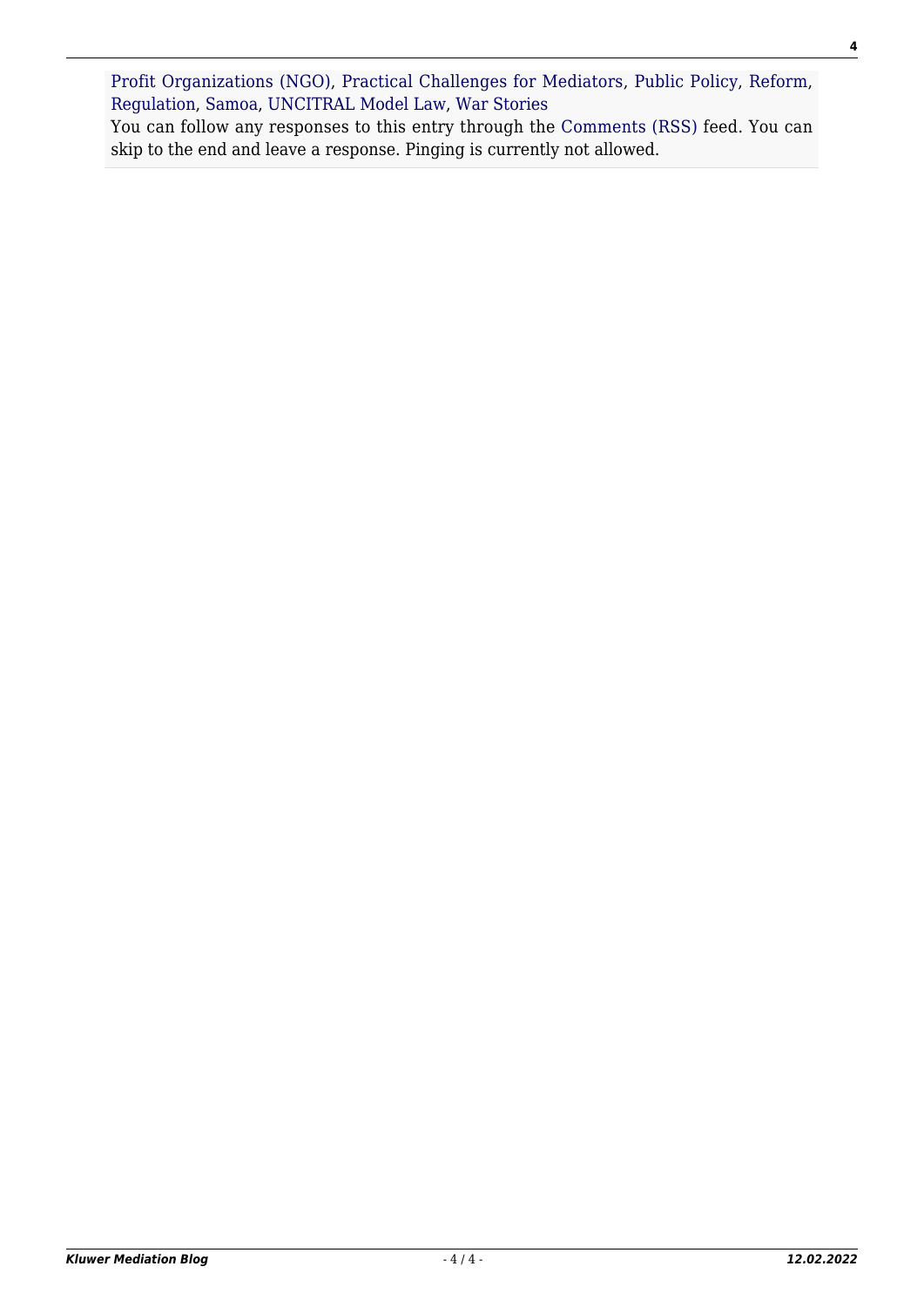Profit Organizations (NGO), Practical Challenges for Mediators, Public Policy, Reform, Regulation, Samoa, UNCITRAL Model Law, War Stories

You can follow any responses to this entry through the Comments (RSS) feed. You can skip to the end and leave a response. Pinging is currently not allowed.